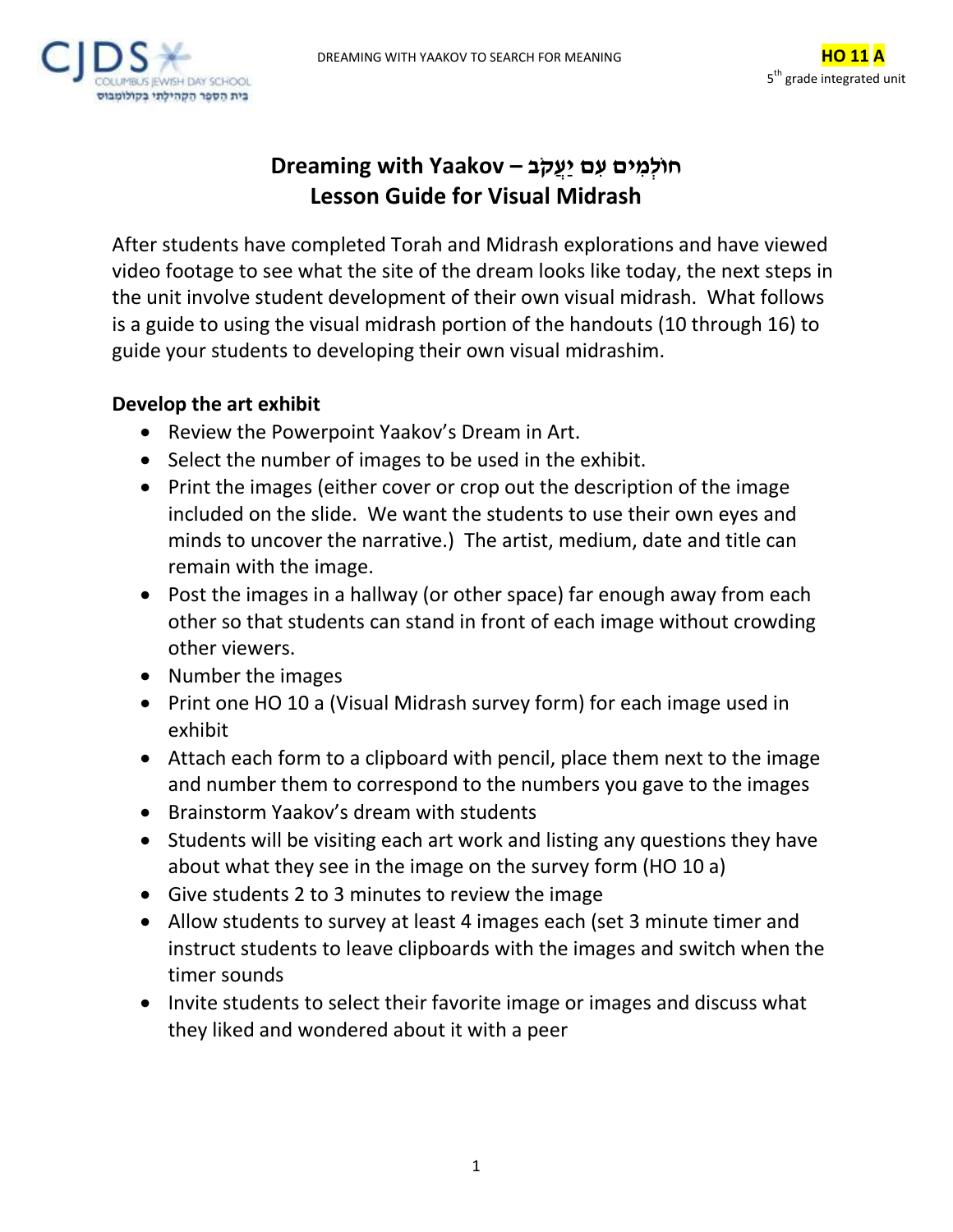# Dreaming with Yaakov – חוֹלְמִים עִם יַעֲקֹב
## Lesson Guide for Visual Midrash

After students have completed Torah and Midrash explorations and have viewed video footage to see what the site of the dream looks like today, the next steps in the unit involve student development of their own visual midrash. What follows is a guide to using the visual midrash portion of the handouts (10 through 16) to guide your students to developing their own visual midrashim.

**Develop the art exhibit**

- Review the Powerpoint Yaakov's Dream in Art.
- Select the number of images to be used in the exhibit.
- Print the images (either cover or crop out the description of the image included on the slide. We want the students to use their own eyes and minds to uncover the narrative.) The artist, medium, date and title can remain with the image.
- Post the images in a hallway (or other space) far enough away from each other so that students can stand in front of each image without crowding other viewers.
- Number the images
- Print one HO 10 a (Visual Midrash survey form) for each image used in exhibit
- Attach each form to a clipboard with pencil, place them next to the image and number them to correspond to the numbers you gave to the images
- Brainstorm Yaakov's dream with students
- Students will be visiting each art work and listing any questions they have about what they see in the image on the survey form (HO 10 a)
- Give students 2 to 3 minutes to review the image
- Allow students to survey at least 4 images each (set 3 minute timer and instruct students to leave clipboards with the images and switch when the timer sounds
- Invite students to select their favorite image or images and discuss what they liked and wondered about it with a peer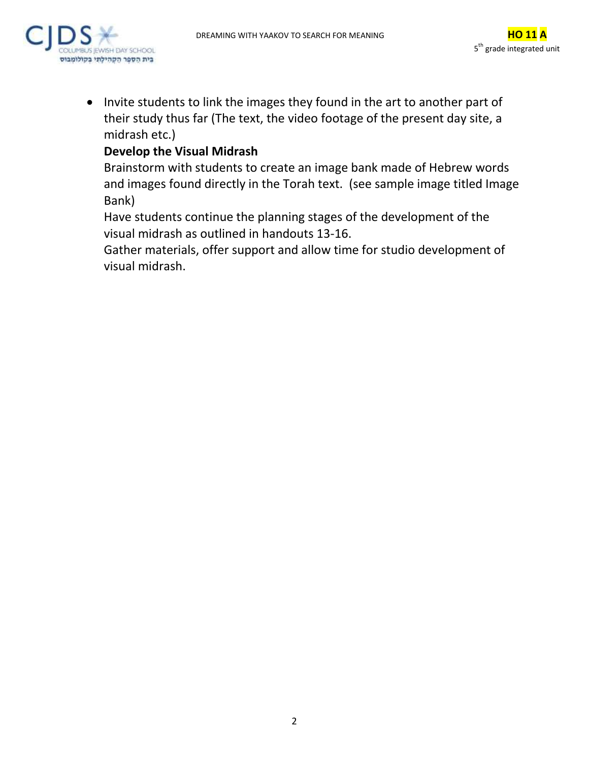- Invite students to link the images they found in the art to another part of their study thus far (The text, the video footage of the present day site, a midrash etc.)

  **Develop the Visual Midrash**

  Brainstorm with students to create an image bank made of Hebrew words and images found directly in the Torah text. (see sample image titled Image Bank)

  Have students continue the planning stages of the development of the visual midrash as outlined in handouts 13-16.

  Gather materials, offer support and allow time for studio development of visual midrash.